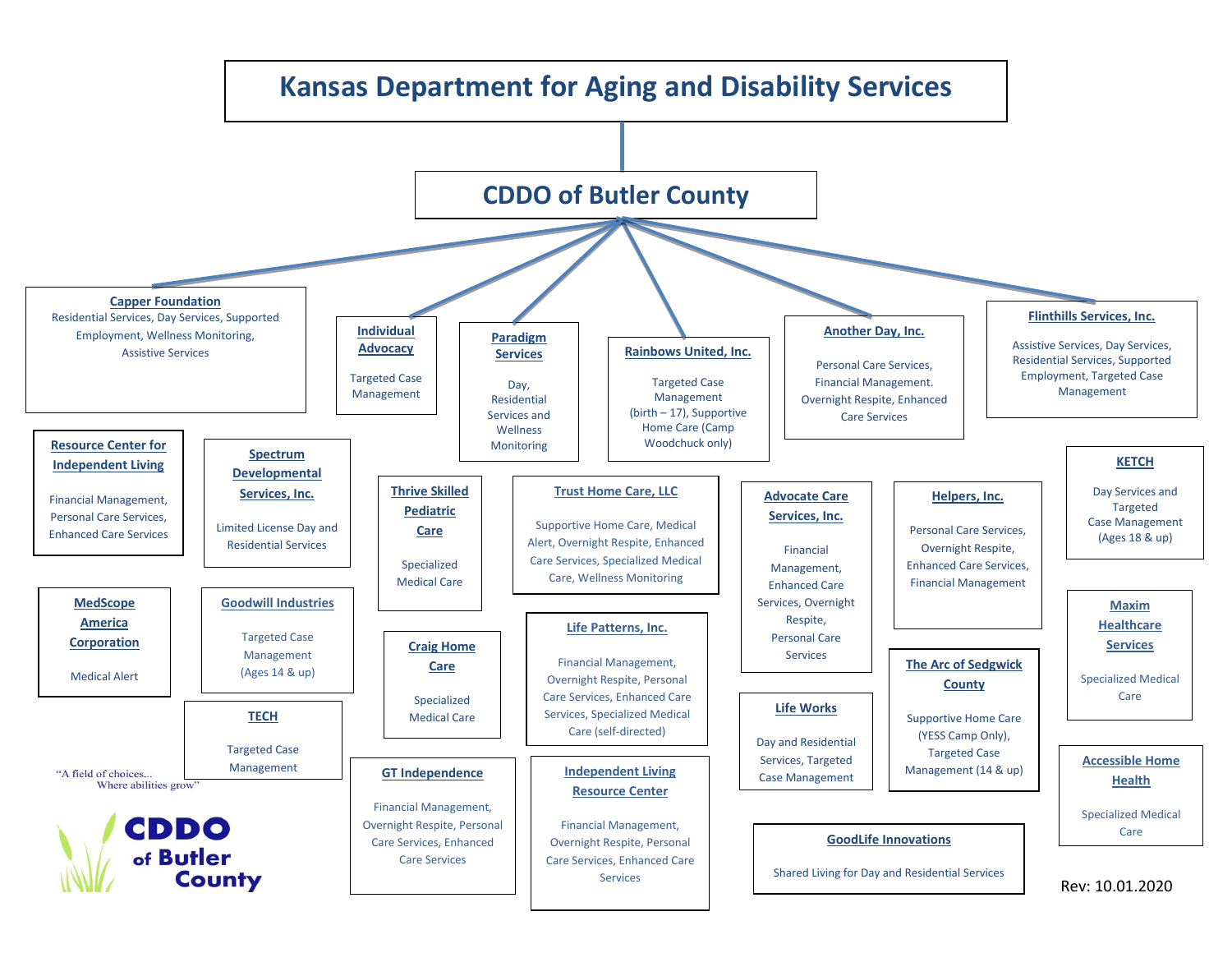# Kansas Department for Aging and Disability Services

## CDDO of Butler County

**Capper Foundation**
Residential Services, Day Services, Supported Employment, Wellness Monitoring, Assistive Services

**Individual Advocacy**
Targeted Case Management

**Paradigm Services**
Day, Residential Services and Wellness Monitoring

**Rainbows United, Inc.**
Targeted Case Management (birth – 17), Supportive Home Care (Camp Woodchuck only)

**Another Day, Inc.**
Personal Care Services, Financial Management. Overnight Respite, Enhanced Care Services

**Flinthills Services, Inc.**
Assistive Services, Day Services, Residential Services, Supported Employment, Targeted Case Management

**Resource Center for Independent Living**
Financial Management, Personal Care Services, Enhanced Care Services

**Spectrum Developmental Services, Inc.**
Limited License Day and Residential Services

**Thrive Skilled Pediatric Care**
Specialized Medical Care

**Trust Home Care, LLC**
Supportive Home Care, Medical Alert, Overnight Respite, Enhanced Care Services, Specialized Medical Care, Wellness Monitoring

**Advocate Care Services, Inc.**
Financial Management, Enhanced Care Services, Overnight Respite, Personal Care Services

**Helpers, Inc.**
Personal Care Services, Overnight Respite, Enhanced Care Services, Financial Management

**KETCH**
Day Services and Targeted Case Management (Ages 18 & up)

**MedScope America Corporation**
Medical Alert

**Goodwill Industries**
Targeted Case Management (Ages 14 & up)

**Craig Home Care**
Specialized Medical Care

**Life Patterns, Inc.**
Financial Management, Overnight Respite, Personal Care Services, Enhanced Care Services, Specialized Medical Care (self-directed)

**Maxim Healthcare Services**
Specialized Medical Care

**TECH**
Targeted Case Management

**Life Works**
Day and Residential Services, Targeted Case Management

**The Arc of Sedgwick County**
Supportive Home Care (YESS Camp Only), Targeted Case Management (14 & up)

**GT Independence**
Financial Management, Overnight Respite, Personal Care Services, Enhanced Care Services

**Independent Living Resource Center**
Financial Management, Overnight Respite, Personal Care Services, Enhanced Care Services

**GoodLife Innovations**
Shared Living for Day and Residential Services

**Accessible Home Health**
Specialized Medical Care

"A field of choices... Where abilities grow"

CDDO of Butler County

Rev: 10.01.2020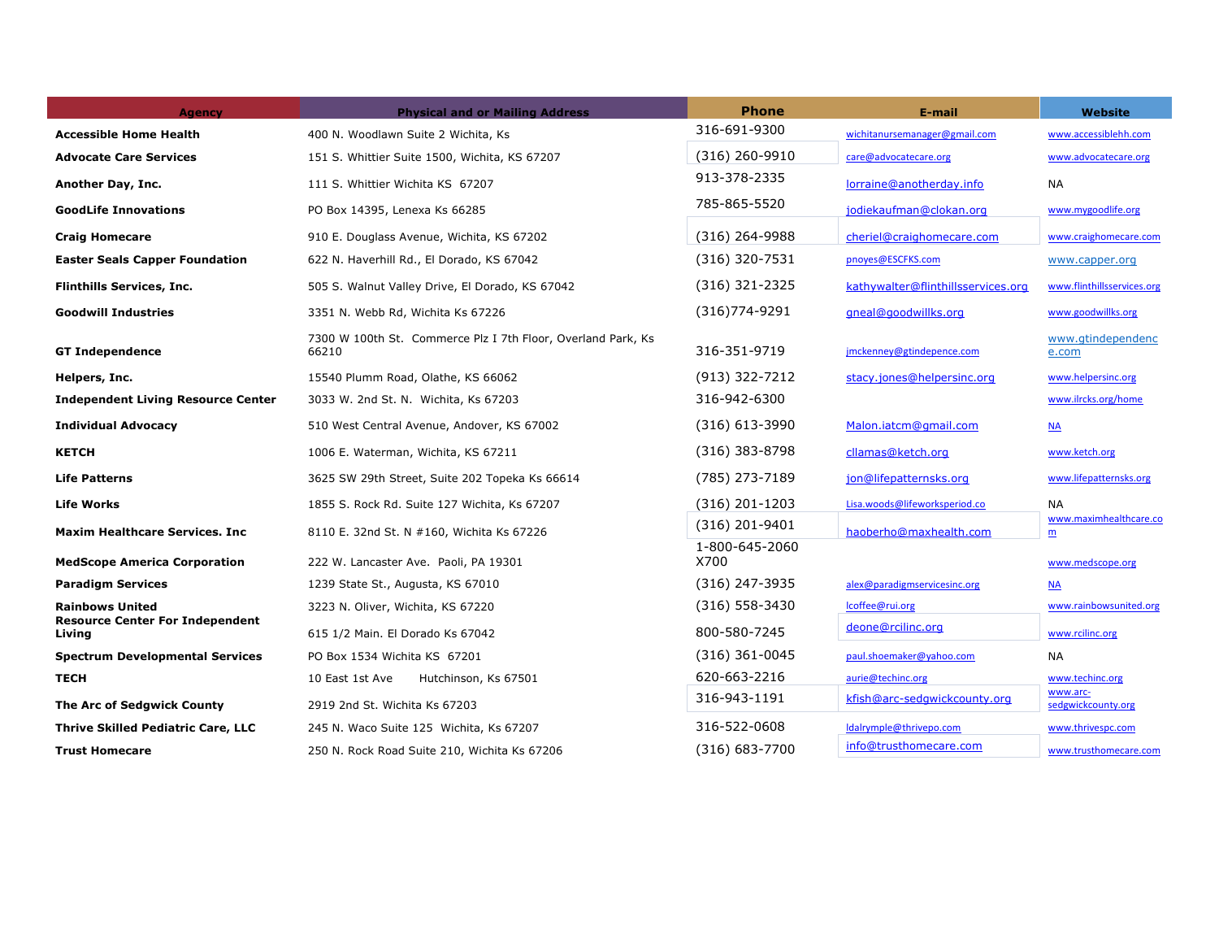| Agency | Physical and or Mailing Address | Phone | E-mail | Website |
|---|---|---|---|---|
| **Accessible Home Health** | 400 N. Woodlawn Suite 2 Wichita, Ks | 316-691-9300 | wichitanursemanager@gmail.com | www.accessiblehh.com |
| **Advocate Care Services** | 151 S. Whittier Suite 1500, Wichita, KS 67207 | (316) 260-9910 | care@advocatecare.org | www.advocatecare.org |
| **Another Day, Inc.** | 111 S. Whittier Wichita KS 67207 | 913-378-2335 | lorraine@anotherday.info | NA |
| **GoodLife Innovations** | PO Box 14395, Lenexa Ks 66285 | 785-865-5520 | jodiekaufman@clokan.org | www.mygoodlife.org |
| **Craig Homecare** | 910 E. Douglass Avenue, Wichita, KS 67202 | (316) 264-9988 | cheriel@craighomecare.com | www.craighomecare.com |
| **Easter Seals Capper Foundation** | 622 N. Haverhill Rd., El Dorado, KS 67042 | (316) 320-7531 | pnoyes@ESCFKS.com | www.capper.org |
| **Flinthills Services, Inc.** | 505 S. Walnut Valley Drive, El Dorado, KS 67042 | (316) 321-2325 | kathywalter@flinthillsservices.org | www.flinthillsservices.org |
| **Goodwill Industries** | 3351 N. Webb Rd, Wichita Ks 67226 | (316)774-9291 | gneal@goodwillks.org | www.goodwillks.org |
| **GT Independence** | 7300 W 100th St. Commerce Plz I 7th Floor, Overland Park, Ks 66210 | 316-351-9719 | jmckenney@gtindepence.com | www.gtindependence.com |
| **Helpers, Inc.** | 15540 Plumm Road, Olathe, KS 66062 | (913) 322-7212 | stacy.jones@helpersinc.org | www.helpersinc.org |
| **Independent Living Resource Center** | 3033 W. 2nd St. N. Wichita, Ks 67203 | 316-942-6300 | | www.ilrcks.org/home |
| **Individual Advocacy** | 510 West Central Avenue, Andover, KS 67002 | (316) 613-3990 | Malon.iatcm@gmail.com | NA |
| **KETCH** | 1006 E. Waterman, Wichita, KS 67211 | (316) 383-8798 | cllamas@ketch.org | www.ketch.org |
| **Life Patterns** | 3625 SW 29th Street, Suite 202 Topeka Ks 66614 | (785) 273-7189 | jon@lifepatternsks.org | www.lifepatternsks.org |
| **Life Works** | 1855 S. Rock Rd. Suite 127 Wichita, Ks 67207 | (316) 201-1203 | Lisa.woods@lifeworksperiod.co | NA |
| **Maxim Healthcare Services. Inc** | 8110 E. 32nd St. N #160, Wichita Ks 67226 | (316) 201-9401 | haoberho@maxhealth.com | www.maximhealthcare.com |
| **MedScope America Corporation** | 222 W. Lancaster Ave. Paoli, PA 19301 | 1-800-645-2060 X700 | | www.medscope.org |
| **Paradigm Services** | 1239 State St., Augusta, KS 67010 | (316) 247-3935 | alex@paradigmservicesinc.org | NA |
| **Rainbows United** | 3223 N. Oliver, Wichita, KS 67220 | (316) 558-3430 | lcoffee@rui.org | www.rainbowsunited.org |
| **Resource Center For Independent Living** | 615 1/2 Main. El Dorado Ks 67042 | 800-580-7245 | deone@rcilinc.org | www.rcilinc.org |
| **Spectrum Developmental Services** | PO Box 1534 Wichita KS 67201 | (316) 361-0045 | paul.shoemaker@yahoo.com | NA |
| **TECH** | 10 East 1st Ave Hutchinson, Ks 67501 | 620-663-2216 | aurie@techinc.org | www.techinc.org |
| **The Arc of Sedgwick County** | 2919 2nd St. Wichita Ks 67203 | 316-943-1191 | kfish@arc-sedgwickcounty.org | www.arc-sedgwickcounty.org |
| **Thrive Skilled Pediatric Care, LLC** | 245 N. Waco Suite 125 Wichita, Ks 67207 | 316-522-0608 | ldalrymple@thrivepo.com | www.thrivespc.com |
| **Trust Homecare** | 250 N. Rock Road Suite 210, Wichita Ks 67206 | (316) 683-7700 | info@trusthomecare.com | www.trusthomecare.com |